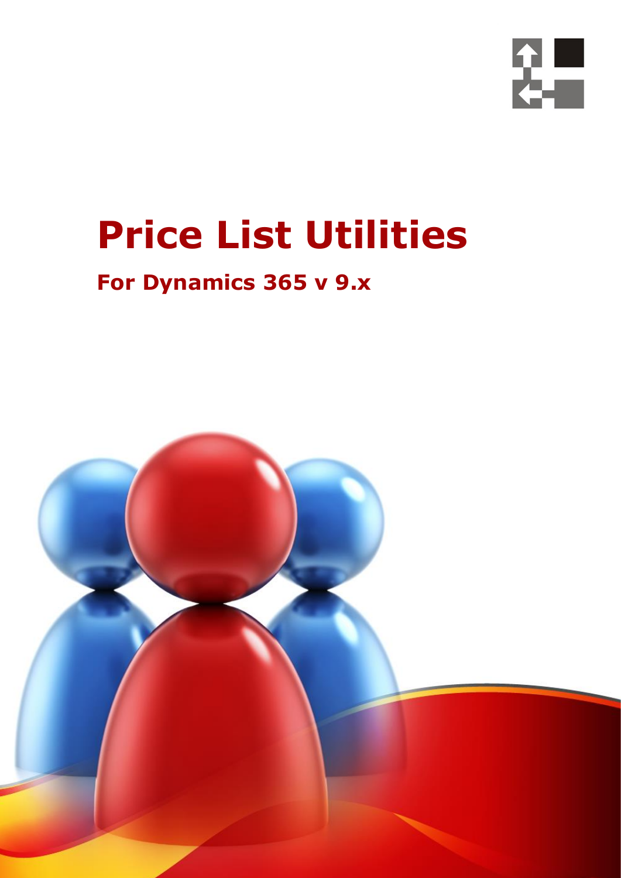# Price List Utilities

## For Dynamics 365 v 9.x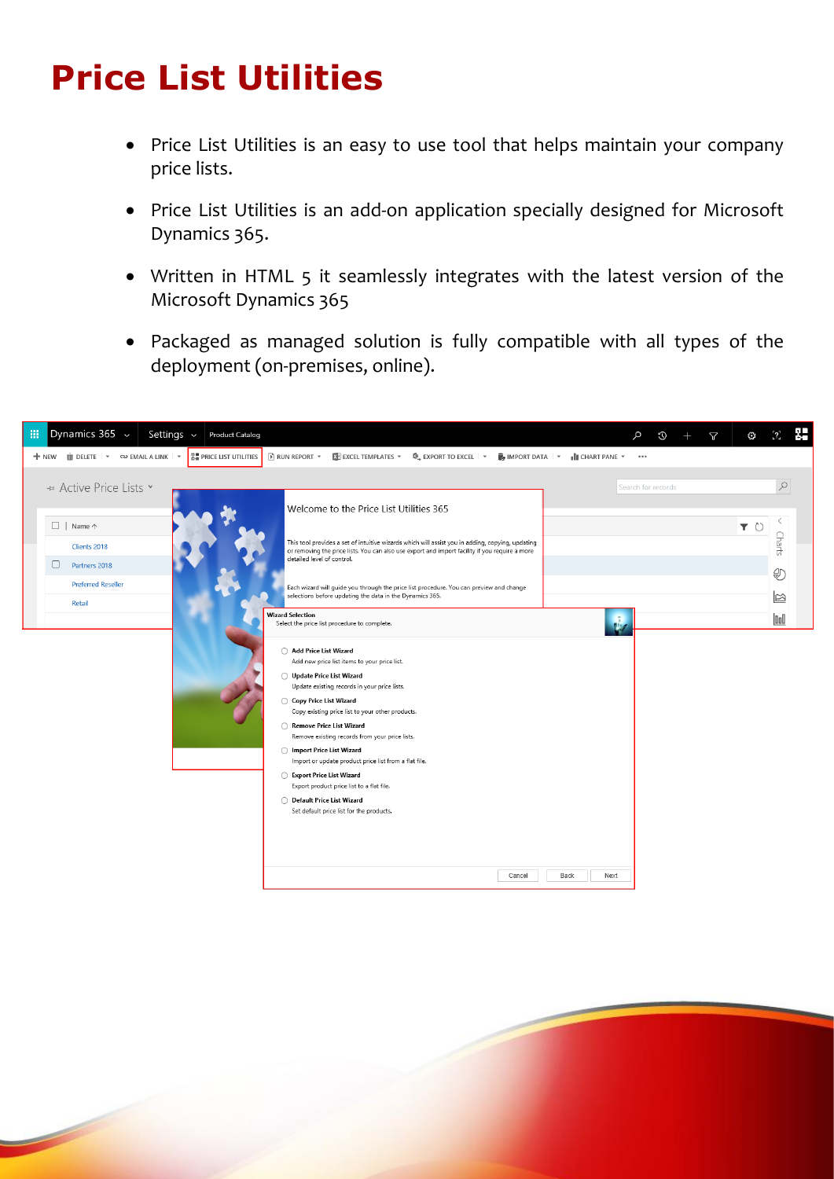# Price List Utilities

- Price List Utilities is an easy to use tool that helps maintain your company price lists.
- Price List Utilities is an add-on application specially designed for Microsoft Dynamics 365.
- Written in HTML 5 it seamlessly integrates with the latest version of the Microsoft Dynamics 365
- Packaged as managed solution is fully compatible with all types of the deployment (on-premises, online).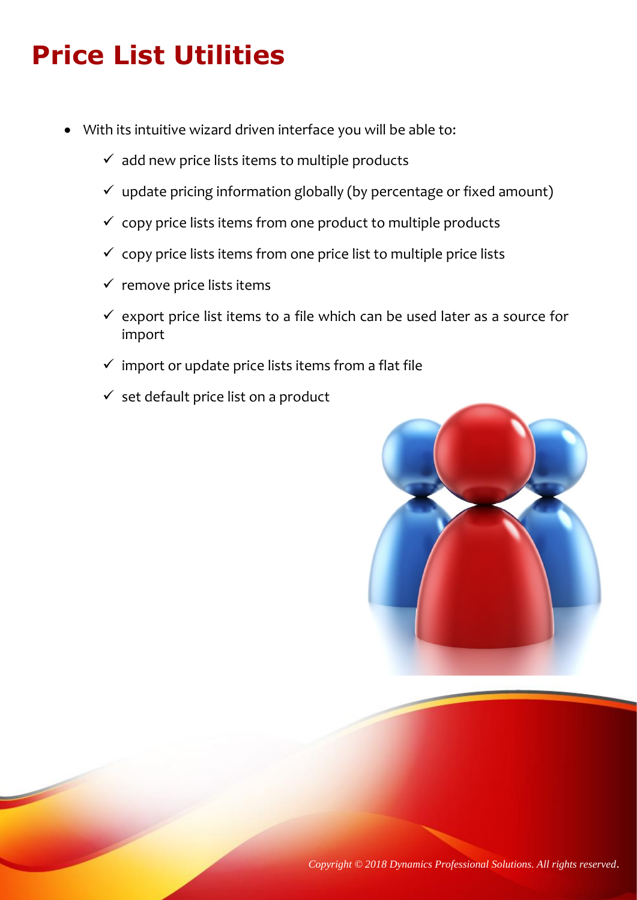# Price List Utilities

- With its intuitive wizard driven interface you will be able to:
  - ✓ add new price lists items to multiple products
  - ✓ update pricing information globally (by percentage or fixed amount)
  - ✓ copy price lists items from one product to multiple products
  - ✓ copy price lists items from one price list to multiple price lists
  - ✓ remove price lists items
  - ✓ export price list items to a file which can be used later as a source for import
  - ✓ import or update price lists items from a flat file
  - ✓ set default price list on a product

*Copyright © 2018 Dynamics Professional Solutions. All rights reserved.*